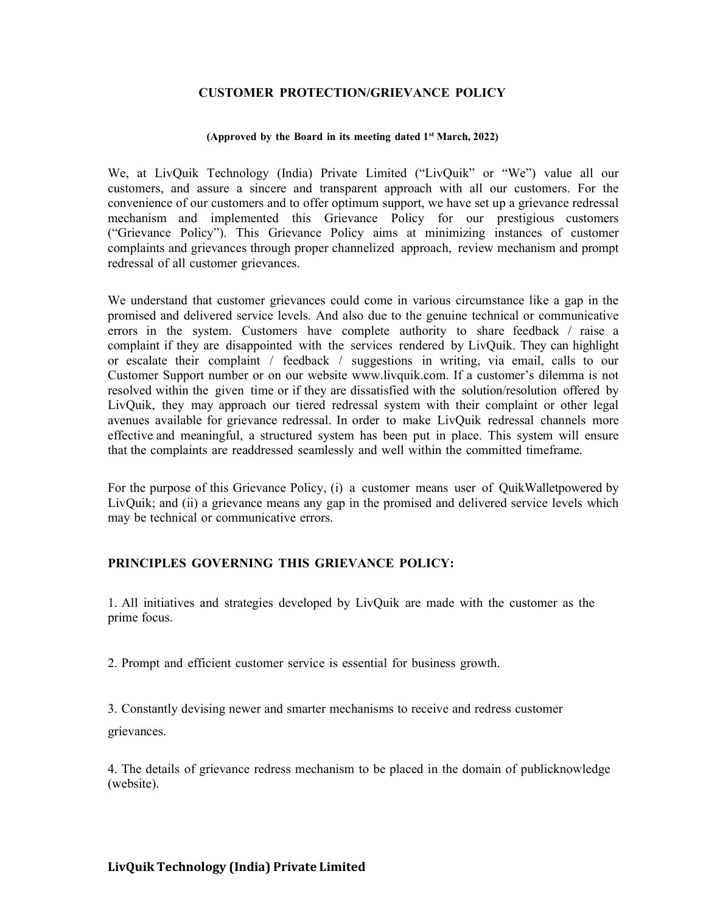# CUSTOMER PROTECTION/GRIEVANCE POLICY

**(Approved by the Board in its meeting dated 1st March, 2022)**

We, at LivQuik Technology (India) Private Limited ("LivQuik" or "We") value all our customers, and assure a sincere and transparent approach with all our customers. For the convenience of our customers and to offer optimum support, we have set up a grievance redressal mechanism and implemented this Grievance Policy for our prestigious customers ("Grievance Policy"). This Grievance Policy aims at minimizing instances of customer complaints and grievances through proper channelized approach, review mechanism and prompt redressal of all customer grievances.

We understand that customer grievances could come in various circumstance like a gap in the promised and delivered service levels. And also due to the genuine technical or communicative errors in the system. Customers have complete authority to share feedback / raise a complaint if they are disappointed with the services rendered by LivQuik. They can highlight or escalate their complaint / feedback / suggestions in writing, via email, calls to our Customer Support number or on our website www.livquik.com. If a customer's dilemma is not resolved within the given time or if they are dissatisfied with the solution/resolution offered by LivQuik, they may approach our tiered redressal system with their complaint or other legal avenues available for grievance redressal. In order to make LivQuik redressal channels more effective and meaningful, a structured system has been put in place. This system will ensure that the complaints are readdressed seamlessly and well within the committed timeframe.

For the purpose of this Grievance Policy, (i) a customer means user of QuikWalletpowered by LivQuik; and (ii) a grievance means any gap in the promised and delivered service levels which may be technical or communicative errors.

## PRINCIPLES GOVERNING THIS GRIEVANCE POLICY:

1. All initiatives and strategies developed by LivQuik are made with the customer as the prime focus.

2. Prompt and efficient customer service is essential for business growth.

3. Constantly devising newer and smarter mechanisms to receive and redress customer grievances.

4. The details of grievance redress mechanism to be placed in the domain of publicknowledge (website).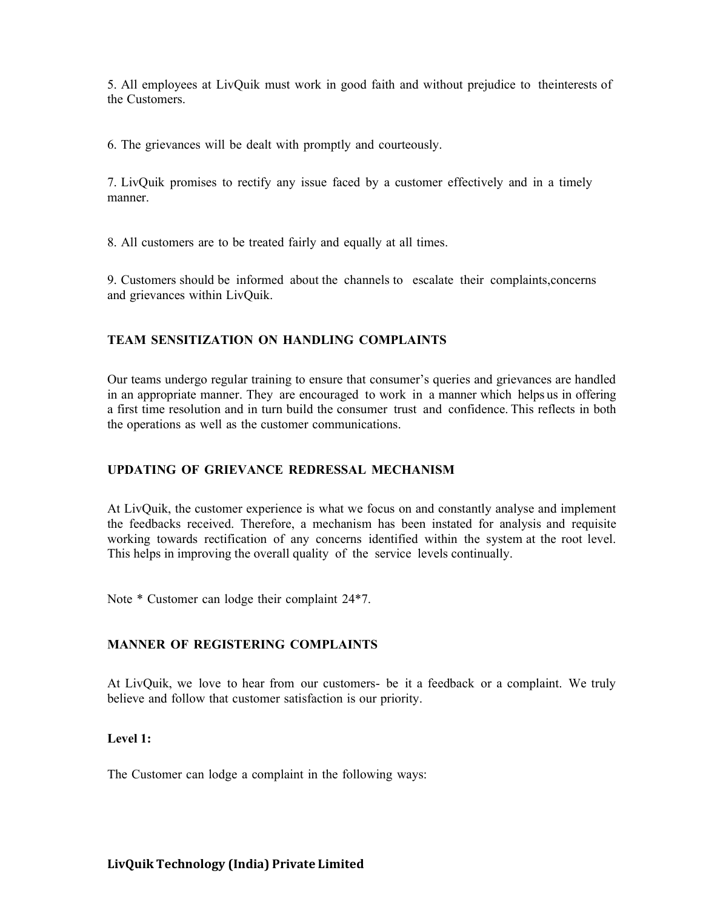5. All employees at LivQuik must work in good faith and without prejudice to theinterests of the Customers.

6. The grievances will be dealt with promptly and courteously.

7. LivQuik promises to rectify any issue faced by a customer effectively and in a timely manner.

8. All customers are to be treated fairly and equally at all times.

9. Customers should be informed about the channels to escalate their complaints,concerns and grievances within LivQuik.

## TEAM SENSITIZATION ON HANDLING COMPLAINTS

Our teams undergo regular training to ensure that consumer's queries and grievances are handled in an appropriate manner. They are encouraged to work in a manner which helps us in offering a first time resolution and in turn build the consumer trust and confidence. This reflects in both the operations as well as the customer communications.

## UPDATING OF GRIEVANCE REDRESSAL MECHANISM

At LivQuik, the customer experience is what we focus on and constantly analyse and implement the feedbacks received. Therefore, a mechanism has been instated for analysis and requisite working towards rectification of any concerns identified within the system at the root level. This helps in improving the overall quality of the service levels continually.

Note * Customer can lodge their complaint 24*7.

## MANNER OF REGISTERING COMPLAINTS

At LivQuik, we love to hear from our customers- be it a feedback or a complaint. We truly believe and follow that customer satisfaction is our priority.

**Level 1:**

The Customer can lodge a complaint in the following ways: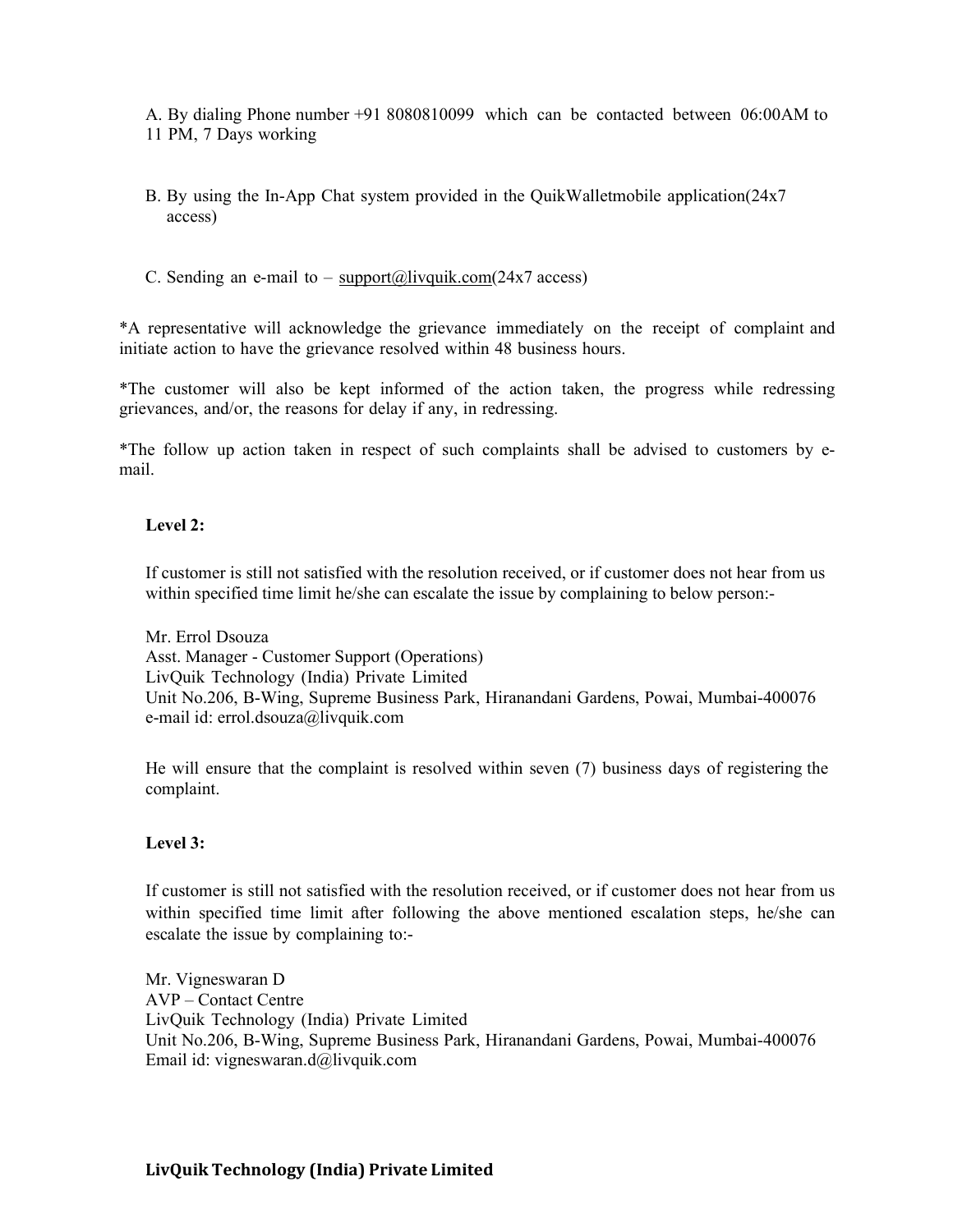A. By dialing Phone number +91 8080810099 which can be contacted between 06:00AM to 11 PM, 7 Days working

B. By using the In-App Chat system provided in the QuikWalletmobile application(24x7 access)

C. Sending an e-mail to – support@livquik.com(24x7 access)

*A representative will acknowledge the grievance immediately on the receipt of complaint and initiate action to have the grievance resolved within 48 business hours.

*The customer will also be kept informed of the action taken, the progress while redressing grievances, and/or, the reasons for delay if any, in redressing.

*The follow up action taken in respect of such complaints shall be advised to customers by e-mail.

**Level 2:**

If customer is still not satisfied with the resolution received, or if customer does not hear from us within specified time limit he/she can escalate the issue by complaining to below person:-

Mr. Errol Dsouza
Asst. Manager - Customer Support (Operations)
LivQuik Technology (India) Private Limited
Unit No.206, B-Wing, Supreme Business Park, Hiranandani Gardens, Powai, Mumbai-400076
e-mail id: errol.dsouza@livquik.com

He will ensure that the complaint is resolved within seven (7) business days of registering the complaint.

**Level 3:**

If customer is still not satisfied with the resolution received, or if customer does not hear from us within specified time limit after following the above mentioned escalation steps, he/she can escalate the issue by complaining to:-

Mr. Vigneswaran D
AVP – Contact Centre
LivQuik Technology (India) Private Limited
Unit No.206, B-Wing, Supreme Business Park, Hiranandani Gardens, Powai, Mumbai-400076
Email id: vigneswaran.d@livquik.com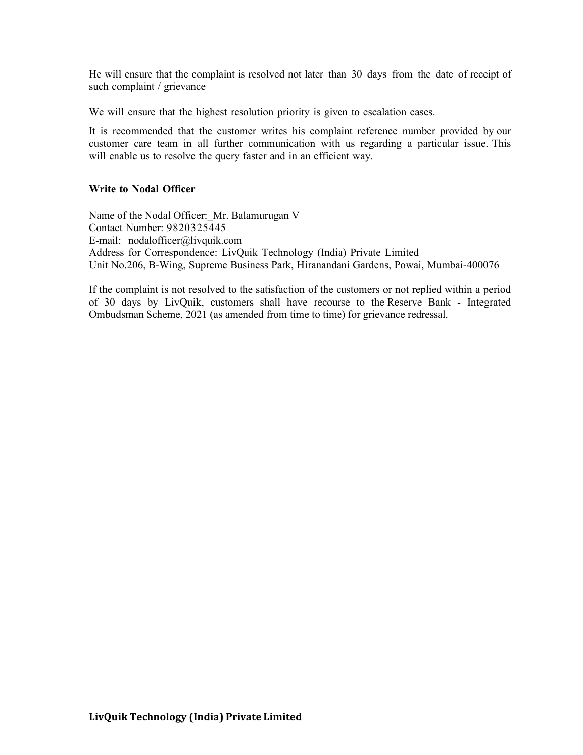He will ensure that the complaint is resolved not later than 30 days from the date of receipt of such complaint / grievance

We will ensure that the highest resolution priority is given to escalation cases.

It is recommended that the customer writes his complaint reference number provided by our customer care team in all further communication with us regarding a particular issue. This will enable us to resolve the query faster and in an efficient way.

**Write to Nodal Officer**

Name of the Nodal Officer: Mr. Balamurugan V
Contact Number: 9820325445
E-mail: nodalofficer@livquik.com
Address for Correspondence: LivQuik Technology (India) Private Limited
Unit No.206, B-Wing, Supreme Business Park, Hiranandani Gardens, Powai, Mumbai-400076

If the complaint is not resolved to the satisfaction of the customers or not replied within a period of 30 days by LivQuik, customers shall have recourse to the Reserve Bank - Integrated Ombudsman Scheme, 2021 (as amended from time to time) for grievance redressal.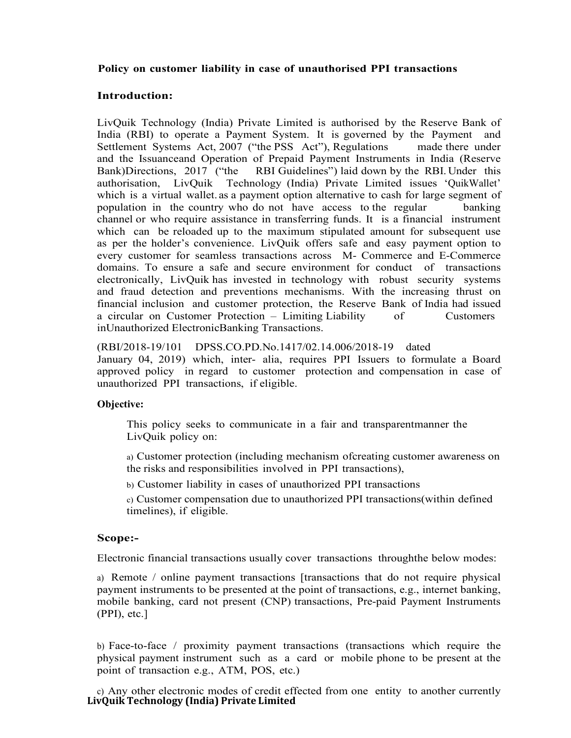**Policy on customer liability in case of unauthorised PPI transactions**

## Introduction:

LivQuik Technology (India) Private Limited is authorised by the Reserve Bank of India (RBI) to operate a Payment System. It is governed by the Payment and Settlement Systems Act, 2007 ("the PSS Act"), Regulations made there under and the Issuanceand Operation of Prepaid Payment Instruments in India (Reserve Bank)Directions, 2017 ("the RBI Guidelines") laid down by the RBI. Under this authorisation, LivQuik Technology (India) Private Limited issues 'QuikWallet' which is a virtual wallet. as a payment option alternative to cash for large segment of population in the country who do not have access to the regular banking channel or who require assistance in transferring funds. It is a financial instrument which can be reloaded up to the maximum stipulated amount for subsequent use as per the holder's convenience. LivQuik offers safe and easy payment option to every customer for seamless transactions across M- Commerce and E-Commerce domains. To ensure a safe and secure environment for conduct of transactions electronically, LivQuik has invested in technology with robust security systems and fraud detection and preventions mechanisms. With the increasing thrust on financial inclusion and customer protection, the Reserve Bank of India had issued a circular on Customer Protection – Limiting Liability of Customers inUnauthorized ElectronicBanking Transactions.

(RBI/2018-19/101 DPSS.CO.PD.No.1417/02.14.006/2018-19 dated January 04, 2019) which, inter- alia, requires PPI Issuers to formulate a Board approved policy in regard to customer protection and compensation in case of unauthorized PPI transactions, if eligible.

**Objective:**

This policy seeks to communicate in a fair and transparentmanner the LivQuik policy on:

a) Customer protection (including mechanism ofcreating customer awareness on the risks and responsibilities involved in PPI transactions),

b) Customer liability in cases of unauthorized PPI transactions

c) Customer compensation due to unauthorized PPI transactions(within defined timelines), if eligible.

## Scope:-

Electronic financial transactions usually cover transactions throughthe below modes:

a) Remote / online payment transactions [transactions that do not require physical payment instruments to be presented at the point of transactions, e.g., internet banking, mobile banking, card not present (CNP) transactions, Pre-paid Payment Instruments (PPI), etc.]

b) Face-to-face / proximity payment transactions (transactions which require the physical payment instrument such as a card or mobile phone to be present at the point of transaction e.g., ATM, POS, etc.)

c) Any other electronic modes of credit effected from one entity to another currently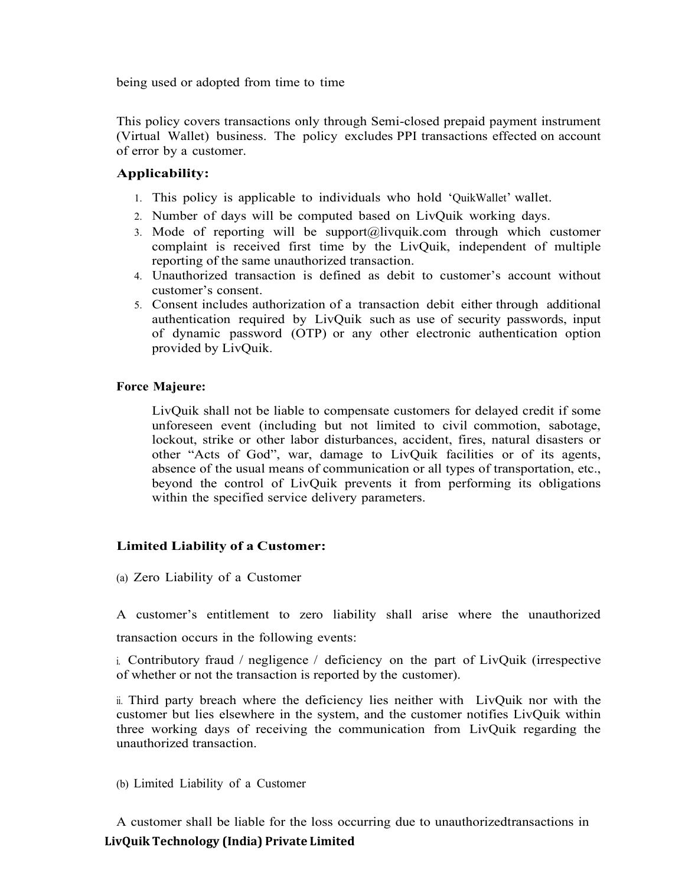being used or adopted from time to time

This policy covers transactions only through Semi-closed prepaid payment instrument (Virtual Wallet) business. The policy excludes PPI transactions effected on account of error by a customer.

**Applicability:**

1. This policy is applicable to individuals who hold 'QuikWallet' wallet.
2. Number of days will be computed based on LivQuik working days.
3. Mode of reporting will be support@livquik.com through which customer complaint is received first time by the LivQuik, independent of multiple reporting of the same unauthorized transaction.
4. Unauthorized transaction is defined as debit to customer's account without customer's consent.
5. Consent includes authorization of a transaction debit either through additional authentication required by LivQuik such as use of security passwords, input of dynamic password (OTP) or any other electronic authentication option provided by LivQuik.

**Force Majeure:**

LivQuik shall not be liable to compensate customers for delayed credit if some unforeseen event (including but not limited to civil commotion, sabotage, lockout, strike or other labor disturbances, accident, fires, natural disasters or other "Acts of God", war, damage to LivQuik facilities or of its agents, absence of the usual means of communication or all types of transportation, etc., beyond the control of LivQuik prevents it from performing its obligations within the specified service delivery parameters.

**Limited Liability of a Customer:**

(a) Zero Liability of a Customer

A customer's entitlement to zero liability shall arise where the unauthorized transaction occurs in the following events:

i. Contributory fraud / negligence / deficiency on the part of LivQuik (irrespective of whether or not the transaction is reported by the customer).

ii. Third party breach where the deficiency lies neither with LivQuik nor with the customer but lies elsewhere in the system, and the customer notifies LivQuik within three working days of receiving the communication from LivQuik regarding the unauthorized transaction.

(b) Limited Liability of a Customer

A customer shall be liable for the loss occurring due to unauthorizedtransactions in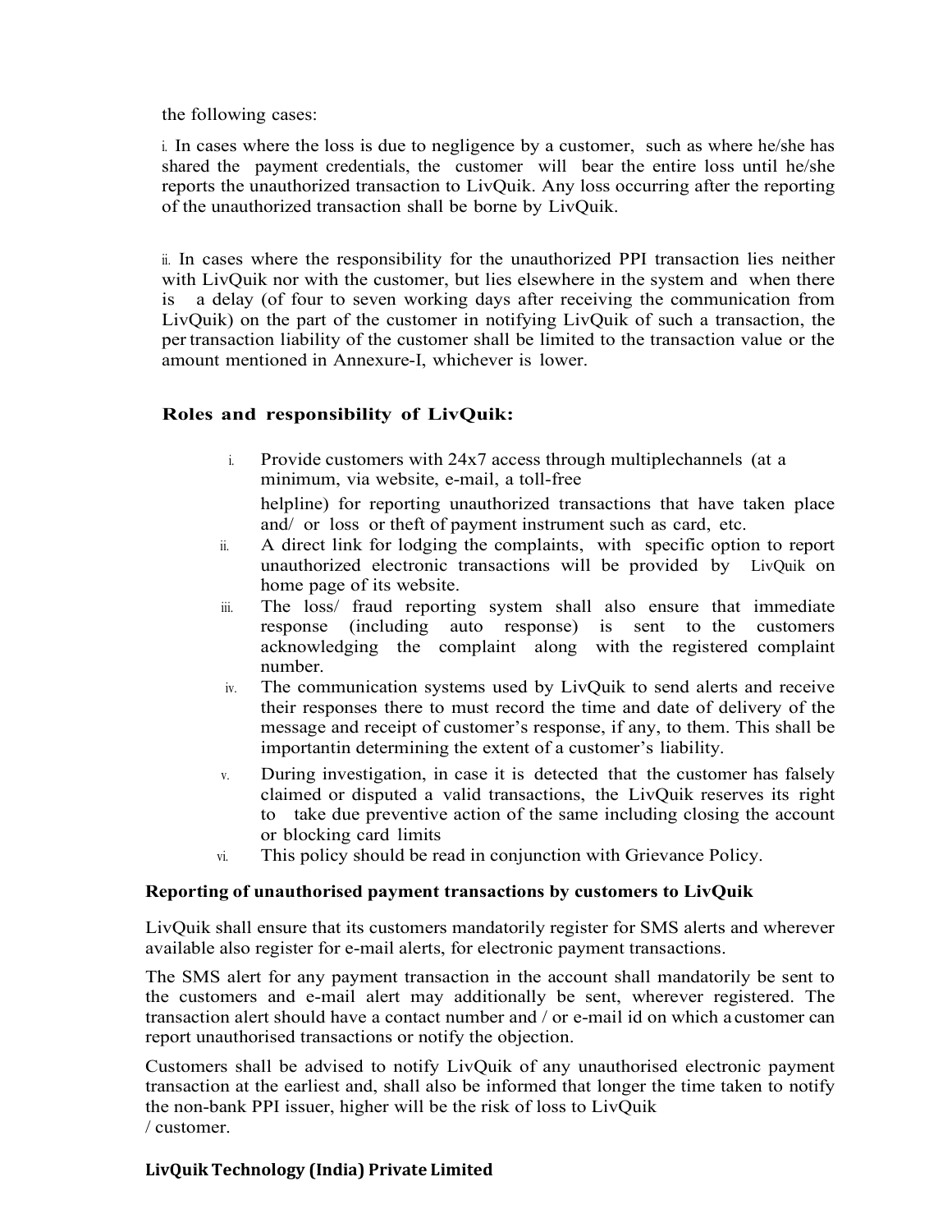the following cases:

i. In cases where the loss is due to negligence by a customer, such as where he/she has shared the payment credentials, the customer will bear the entire loss until he/she reports the unauthorized transaction to LivQuik. Any loss occurring after the reporting of the unauthorized transaction shall be borne by LivQuik.

ii. In cases where the responsibility for the unauthorized PPI transaction lies neither with LivQuik nor with the customer, but lies elsewhere in the system and when there is a delay (of four to seven working days after receiving the communication from LivQuik) on the part of the customer in notifying LivQuik of such a transaction, the per transaction liability of the customer shall be limited to the transaction value or the amount mentioned in Annexure-I, whichever is lower.

**Roles and responsibility of LivQuik:**

i. Provide customers with 24x7 access through multiplechannels (at a minimum, via website, e-mail, a toll-free helpline) for reporting unauthorized transactions that have taken place and/ or loss or theft of payment instrument such as card, etc.
ii. A direct link for lodging the complaints, with specific option to report unauthorized electronic transactions will be provided by LivQuik on home page of its website.
iii. The loss/ fraud reporting system shall also ensure that immediate response (including auto response) is sent to the customers acknowledging the complaint along with the registered complaint number.
iv. The communication systems used by LivQuik to send alerts and receive their responses there to must record the time and date of delivery of the message and receipt of customer's response, if any, to them. This shall be importantin determining the extent of a customer's liability.
v. During investigation, in case it is detected that the customer has falsely claimed or disputed a valid transactions, the LivQuik reserves its right to take due preventive action of the same including closing the account or blocking card limits
vi. This policy should be read in conjunction with Grievance Policy.

**Reporting of unauthorised payment transactions by customers to LivQuik**

LivQuik shall ensure that its customers mandatorily register for SMS alerts and wherever available also register for e-mail alerts, for electronic payment transactions.

The SMS alert for any payment transaction in the account shall mandatorily be sent to the customers and e-mail alert may additionally be sent, wherever registered. The transaction alert should have a contact number and / or e-mail id on which a customer can report unauthorised transactions or notify the objection.

Customers shall be advised to notify LivQuik of any unauthorised electronic payment transaction at the earliest and, shall also be informed that longer the time taken to notify the non-bank PPI issuer, higher will be the risk of loss to LivQuik / customer.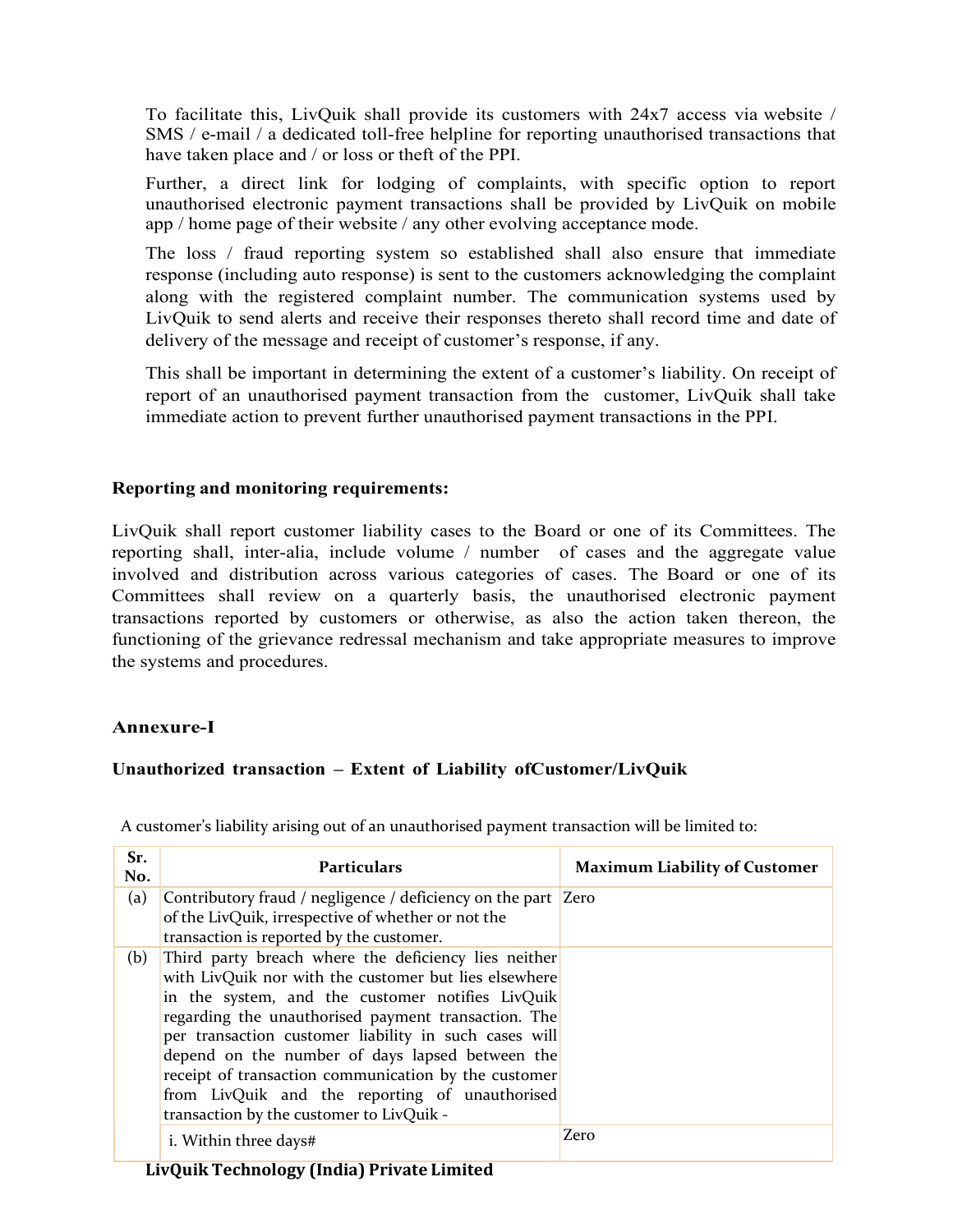To facilitate this, LivQuik shall provide its customers with 24x7 access via website / SMS / e-mail / a dedicated toll-free helpline for reporting unauthorised transactions that have taken place and / or loss or theft of the PPI.

Further, a direct link for lodging of complaints, with specific option to report unauthorised electronic payment transactions shall be provided by LivQuik on mobile app / home page of their website / any other evolving acceptance mode.

The loss / fraud reporting system so established shall also ensure that immediate response (including auto response) is sent to the customers acknowledging the complaint along with the registered complaint number. The communication systems used by LivQuik to send alerts and receive their responses thereto shall record time and date of delivery of the message and receipt of customer's response, if any.

This shall be important in determining the extent of a customer's liability. On receipt of report of an unauthorised payment transaction from the customer, LivQuik shall take immediate action to prevent further unauthorised payment transactions in the PPI.

**Reporting and monitoring requirements:**

LivQuik shall report customer liability cases to the Board or one of its Committees. The reporting shall, inter-alia, include volume / number of cases and the aggregate value involved and distribution across various categories of cases. The Board or one of its Committees shall review on a quarterly basis, the unauthorised electronic payment transactions reported by customers or otherwise, as also the action taken thereon, the functioning of the grievance redressal mechanism and take appropriate measures to improve the systems and procedures.

## Annexure-I

**Unauthorized transaction – Extent of Liability ofCustomer/LivQuik**

A customer's liability arising out of an unauthorised payment transaction will be limited to:

| Sr. No. | Particulars | Maximum Liability of Customer |
|---|---|---|
| (a) | Contributory fraud / negligence / deficiency on the part of the LivQuik, irrespective of whether or not the transaction is reported by the customer. | Zero |
| (b) | Third party breach where the deficiency lies neither with LivQuik nor with the customer but lies elsewhere in the system, and the customer notifies LivQuik regarding the unauthorised payment transaction. The per transaction customer liability in such cases will depend on the number of days lapsed between the receipt of transaction communication by the customer from LivQuik and the reporting of unauthorised transaction by the customer to LivQuik - | |
| | i. Within three days# | Zero |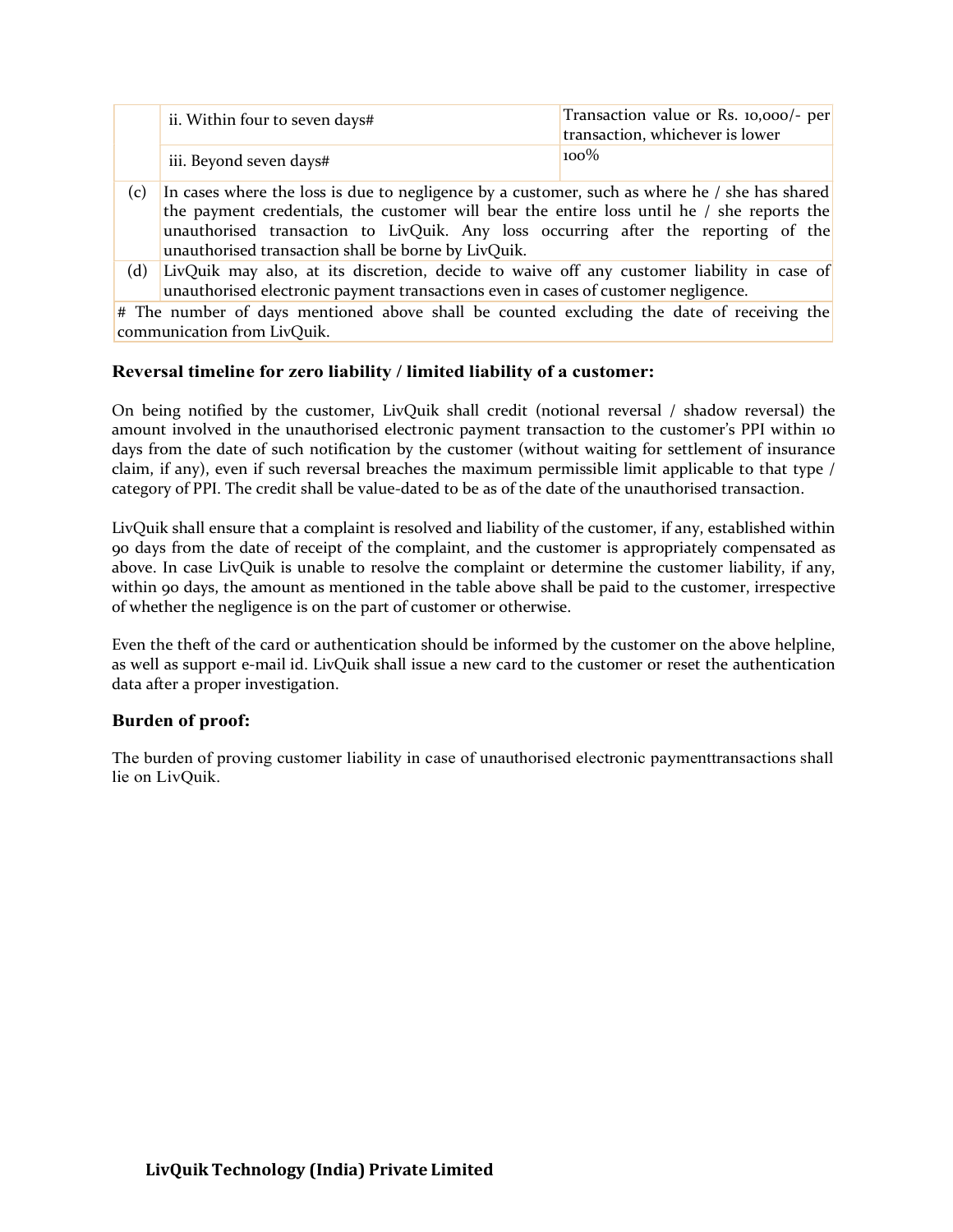| | | |
|---|---|---|
| | ii. Within four to seven days# | Transaction value or Rs. 10,000/- per transaction, whichever is lower |
| | iii. Beyond seven days# | 100% |
| (c) | In cases where the loss is due to negligence by a customer, such as where he / she has shared the payment credentials, the customer will bear the entire loss until he / she reports the unauthorised transaction to LivQuik. Any loss occurring after the reporting of the unauthorised transaction shall be borne by LivQuik. | |
| (d) | LivQuik may also, at its discretion, decide to waive off any customer liability in case of unauthorised electronic payment transactions even in cases of customer negligence. | |
| # The number of days mentioned above shall be counted excluding the date of receiving the communication from LivQuik. | | |

**Reversal timeline for zero liability / limited liability of a customer:**

On being notified by the customer, LivQuik shall credit (notional reversal / shadow reversal) the amount involved in the unauthorised electronic payment transaction to the customer's PPI within 10 days from the date of such notification by the customer (without waiting for settlement of insurance claim, if any), even if such reversal breaches the maximum permissible limit applicable to that type / category of PPI. The credit shall be value-dated to be as of the date of the unauthorised transaction.

LivQuik shall ensure that a complaint is resolved and liability of the customer, if any, established within 90 days from the date of receipt of the complaint, and the customer is appropriately compensated as above. In case LivQuik is unable to resolve the complaint or determine the customer liability, if any, within 90 days, the amount as mentioned in the table above shall be paid to the customer, irrespective of whether the negligence is on the part of customer or otherwise.

Even the theft of the card or authentication should be informed by the customer on the above helpline, as well as support e-mail id. LivQuik shall issue a new card to the customer or reset the authentication data after a proper investigation.

**Burden of proof:**

The burden of proving customer liability in case of unauthorised electronic paymenttransactions shall lie on LivQuik.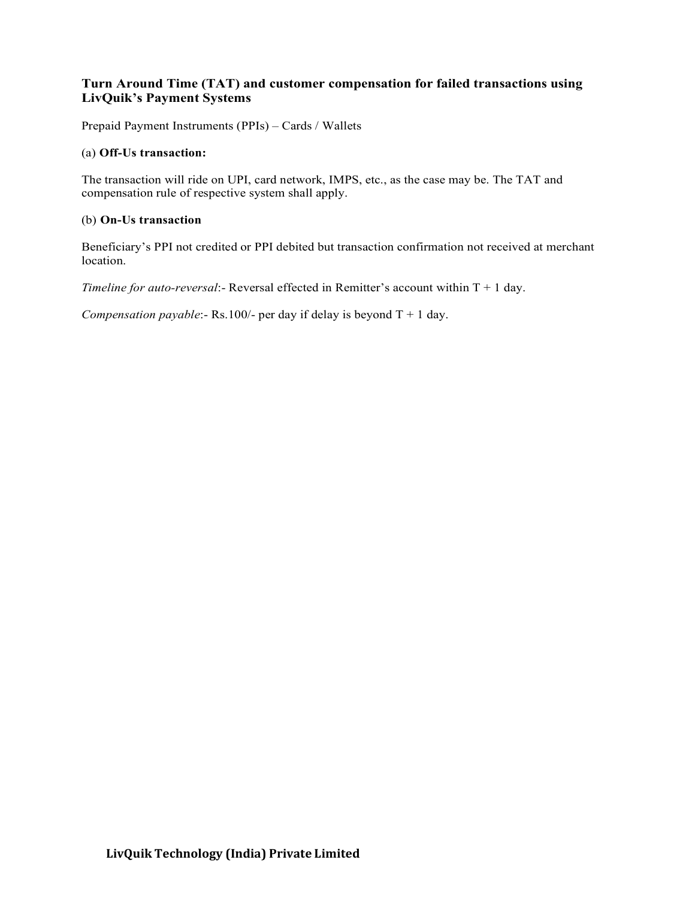## Turn Around Time (TAT) and customer compensation for failed transactions using LivQuik's Payment Systems

Prepaid Payment Instruments (PPIs) – Cards / Wallets

(a) **Off-Us transaction:**

The transaction will ride on UPI, card network, IMPS, etc., as the case may be. The TAT and compensation rule of respective system shall apply.

(b) **On-Us transaction**

Beneficiary's PPI not credited or PPI debited but transaction confirmation not received at merchant location.

*Timeline for auto-reversal*:- Reversal effected in Remitter's account within T + 1 day.

*Compensation payable*:- Rs.100/- per day if delay is beyond T + 1 day.